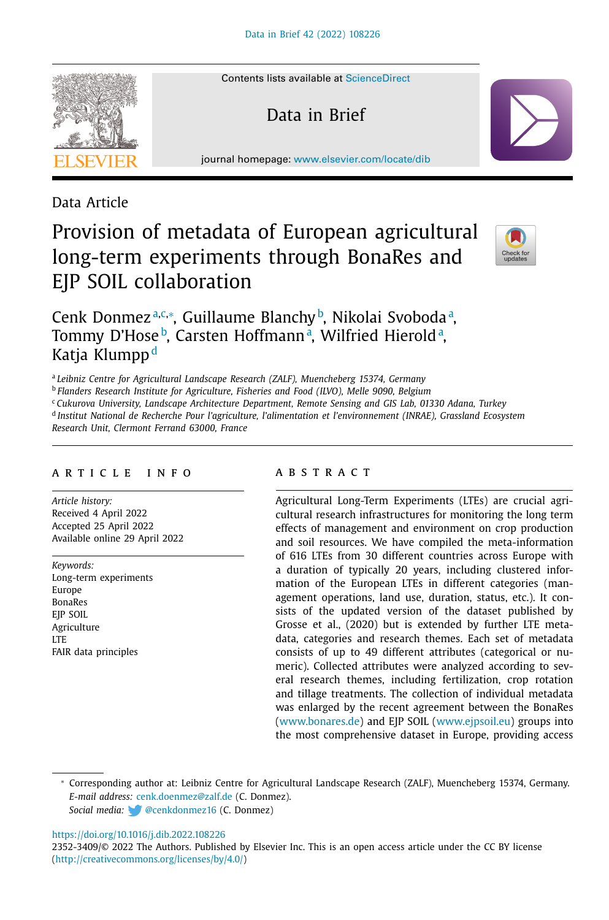Data Article

# Provision of metadata of European agricultural long-term experiments through BonaRes and EJP SOIL collaboration

Cenk Donmez[a,c,*], Guillaume Blanchy[b], Nikolai Svoboda[a], Tommy D'Hose[b], Carsten Hoffmann[a], Wilfried Hierold[a], Katja Klumpp[d]

[a] *Leibniz Centre for Agricultural Landscape Research (ZALF), Muencheberg 15374, Germany*
[b] *Flanders Research Institute for Agriculture, Fisheries and Food (ILVO), Melle 9090, Belgium*
[c] *Cukurova University, Landscape Architecture Department, Remote Sensing and GIS Lab, 01330 Adana, Turkey*
[d] *Institut National de Recherche Pour l'agriculture, l'alimentation et l'environnement (INRAE), Grassland Ecosystem Research Unit, Clermont Ferrand 63000, France*

## ARTICLE INFO

*Article history:*
Received 4 April 2022
Accepted 25 April 2022
Available online 29 April 2022

*Keywords:*
Long-term experiments
Europe
BonaRes
EJP SOIL
Agriculture
LTE
FAIR data principles

## ABSTRACT

Agricultural Long-Term Experiments (LTEs) are crucial agricultural research infrastructures for monitoring the long term effects of management and environment on crop production and soil resources. We have compiled the meta-information of 616 LTEs from 30 different countries across Europe with a duration of typically 20 years, including clustered information of the European LTEs in different categories (management operations, land use, duration, status, etc.). It consists of the updated version of the dataset published by Grosse et al., (2020) but is extended by further LTE metadata, categories and research themes. Each set of metadata consists of up to 49 different attributes (categorical or numeric). Collected attributes were analyzed according to several research themes, including fertilization, crop rotation and tillage treatments. The collection of individual metadata was enlarged by the recent agreement between the BonaRes (www.bonares.de) and EJP SOIL (www.ejpsoil.eu) groups into the most comprehensive dataset in Europe, providing access

---

* Corresponding author at: Leibniz Centre for Agricultural Landscape Research (ZALF), Muencheberg 15374, Germany.
*E-mail address:* cenk.doenmez@zalf.de (C. Donmez).
*Social media:* @cenkdonmez16 (C. Donmez)

https://doi.org/10.1016/j.dib.2022.108226
2352-3409/© 2022 The Authors. Published by Elsevier Inc. This is an open access article under the CC BY license (http://creativecommons.org/licenses/by/4.0/)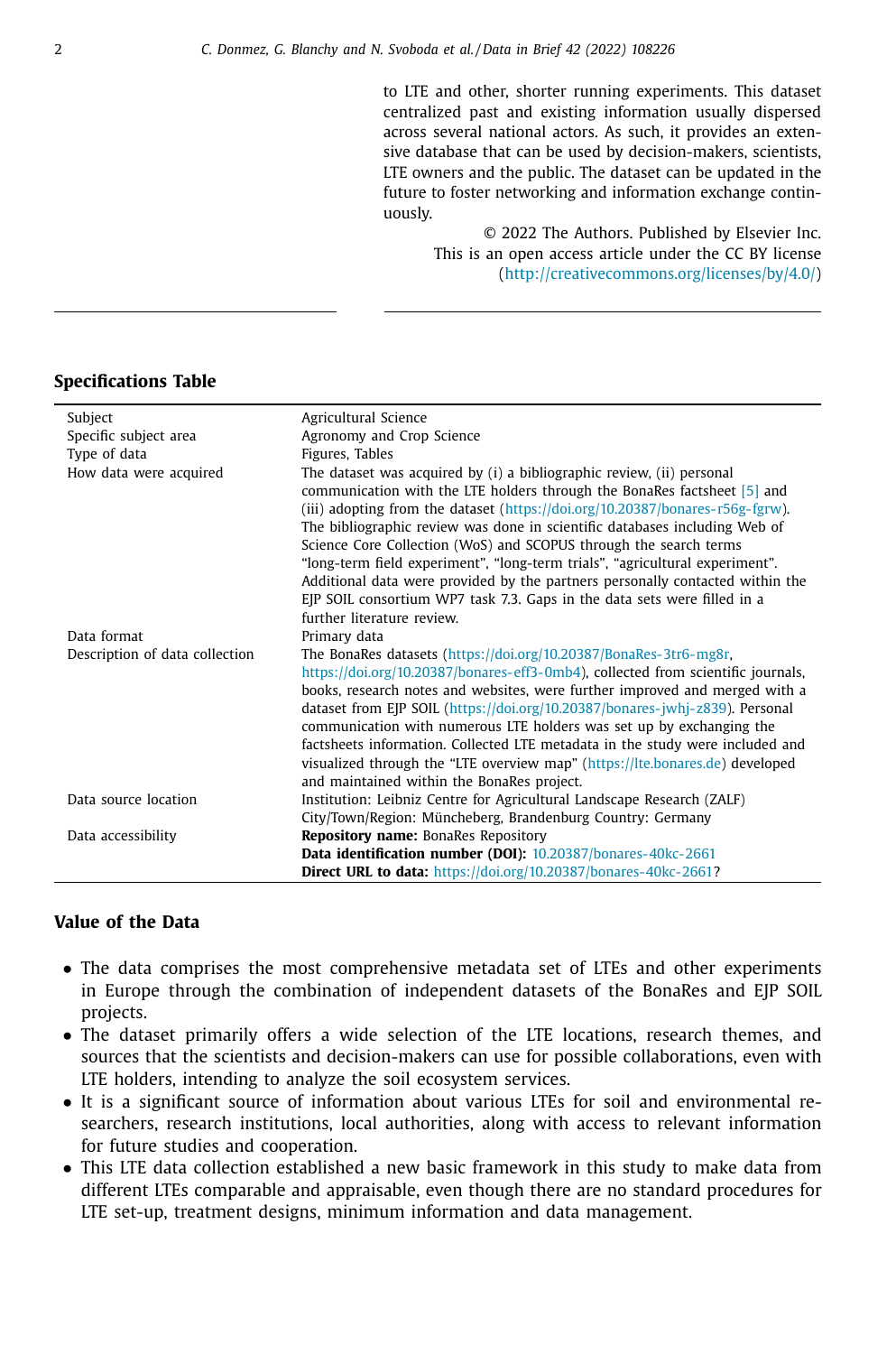to LTE and other, shorter running experiments. This dataset centralized past and existing information usually dispersed across several national actors. As such, it provides an extensive database that can be used by decision-makers, scientists, LTE owners and the public. The dataset can be updated in the future to foster networking and information exchange continuously.

© 2022 The Authors. Published by Elsevier Inc. This is an open access article under the CC BY license (http://creativecommons.org/licenses/by/4.0/)

## Specifications Table

| | |
|---|---|
| Subject | Agricultural Science |
| Specific subject area | Agronomy and Crop Science |
| Type of data | Figures, Tables |
| How data were acquired | The dataset was acquired by (i) a bibliographic review, (ii) personal communication with the LTE holders through the BonaRes factsheet [5] and (iii) adopting from the dataset (https://doi.org/10.20387/bonares-r56g-fgrw). The bibliographic review was done in scientific databases including Web of Science Core Collection (WoS) and SCOPUS through the search terms "long-term field experiment", "long-term trials", "agricultural experiment". Additional data were provided by the partners personally contacted within the EJP SOIL consortium WP7 task 7.3. Gaps in the data sets were filled in a further literature review. |
| Data format | Primary data |
| Description of data collection | The BonaRes datasets (https://doi.org/10.20387/BonaRes-3tr6-mg8r, https://doi.org/10.20387/bonares-eff3-0mb4), collected from scientific journals, books, research notes and websites, were further improved and merged with a dataset from EJP SOIL (https://doi.org/10.20387/bonares-jwhj-z839). Personal communication with numerous LTE holders was set up by exchanging the factsheets information. Collected LTE metadata in the study were included and visualized through the "LTE overview map" (https://lte.bonares.de) developed and maintained within the BonaRes project. |
| Data source location | Institution: Leibniz Centre for Agricultural Landscape Research (ZALF) City/Town/Region: Müncheberg, Brandenburg Country: Germany |
| Data accessibility | **Repository name:** BonaRes Repository<br>**Data identification number (DOI):** 10.20387/bonares-40kc-2661<br>**Direct URL to data:** https://doi.org/10.20387/bonares-40kc-2661? |

## Value of the Data

- The data comprises the most comprehensive metadata set of LTEs and other experiments in Europe through the combination of independent datasets of the BonaRes and EJP SOIL projects.
- The dataset primarily offers a wide selection of the LTE locations, research themes, and sources that the scientists and decision-makers can use for possible collaborations, even with LTE holders, intending to analyze the soil ecosystem services.
- It is a significant source of information about various LTEs for soil and environmental researchers, research institutions, local authorities, along with access to relevant information for future studies and cooperation.
- This LTE data collection established a new basic framework in this study to make data from different LTEs comparable and appraisable, even though there are no standard procedures for LTE set-up, treatment designs, minimum information and data management.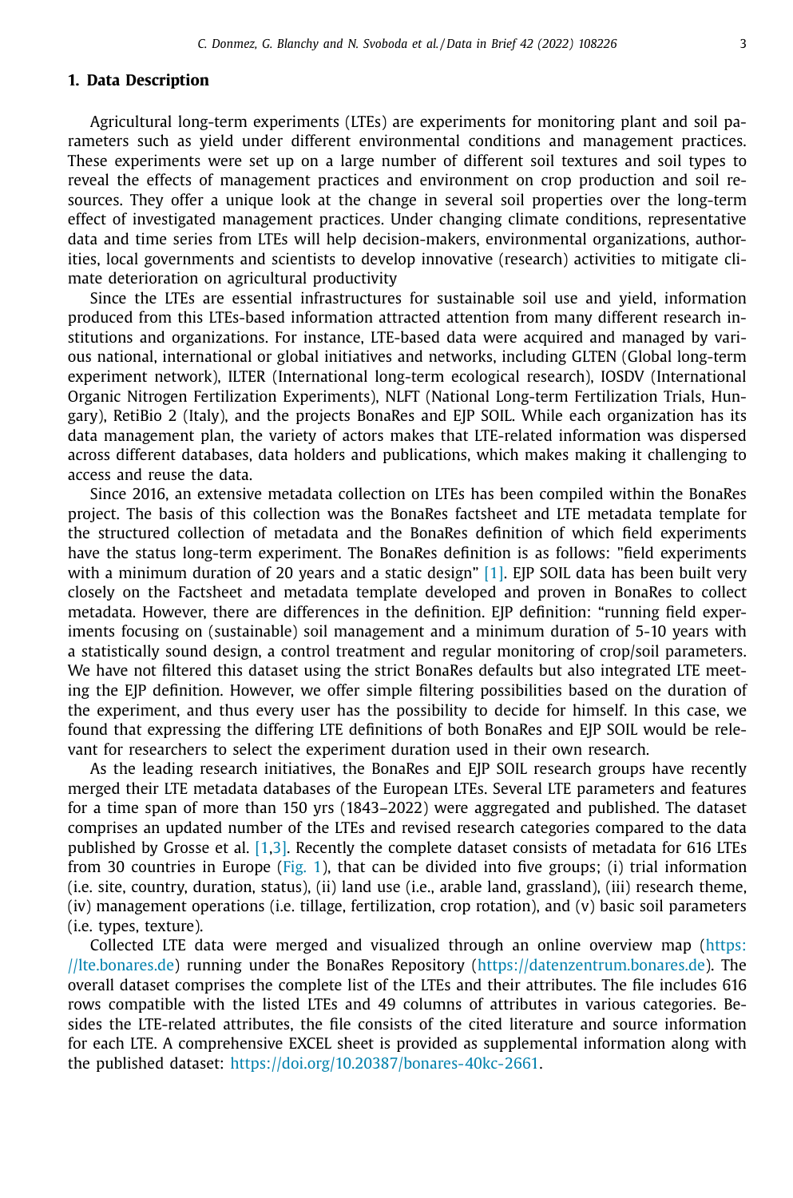## 1. Data Description

Agricultural long-term experiments (LTEs) are experiments for monitoring plant and soil parameters such as yield under different environmental conditions and management practices. These experiments were set up on a large number of different soil textures and soil types to reveal the effects of management practices and environment on crop production and soil resources. They offer a unique look at the change in several soil properties over the long-term effect of investigated management practices. Under changing climate conditions, representative data and time series from LTEs will help decision-makers, environmental organizations, authorities, local governments and scientists to develop innovative (research) activities to mitigate climate deterioration on agricultural productivity

Since the LTEs are essential infrastructures for sustainable soil use and yield, information produced from this LTEs-based information attracted attention from many different research institutions and organizations. For instance, LTE-based data were acquired and managed by various national, international or global initiatives and networks, including GLTEN (Global long-term experiment network), ILTER (International long-term ecological research), IOSDV (International Organic Nitrogen Fertilization Experiments), NLFT (National Long-term Fertilization Trials, Hungary), RetiBio 2 (Italy), and the projects BonaRes and EJP SOIL. While each organization has its data management plan, the variety of actors makes that LTE-related information was dispersed across different databases, data holders and publications, which makes making it challenging to access and reuse the data.

Since 2016, an extensive metadata collection on LTEs has been compiled within the BonaRes project. The basis of this collection was the BonaRes factsheet and LTE metadata template for the structured collection of metadata and the BonaRes definition of which field experiments have the status long-term experiment. The BonaRes definition is as follows: "field experiments with a minimum duration of 20 years and a static design" [1]. EJP SOIL data has been built very closely on the Factsheet and metadata template developed and proven in BonaRes to collect metadata. However, there are differences in the definition. EJP definition: "running field experiments focusing on (sustainable) soil management and a minimum duration of 5-10 years with a statistically sound design, a control treatment and regular monitoring of crop/soil parameters. We have not filtered this dataset using the strict BonaRes defaults but also integrated LTE meeting the EJP definition. However, we offer simple filtering possibilities based on the duration of the experiment, and thus every user has the possibility to decide for himself. In this case, we found that expressing the differing LTE definitions of both BonaRes and EJP SOIL would be relevant for researchers to select the experiment duration used in their own research.

As the leading research initiatives, the BonaRes and EJP SOIL research groups have recently merged their LTE metadata databases of the European LTEs. Several LTE parameters and features for a time span of more than 150 yrs (1843–2022) were aggregated and published. The dataset comprises an updated number of the LTEs and revised research categories compared to the data published by Grosse et al. [1,3]. Recently the complete dataset consists of metadata for 616 LTEs from 30 countries in Europe (Fig. 1), that can be divided into five groups; (i) trial information (i.e. site, country, duration, status), (ii) land use (i.e., arable land, grassland), (iii) research theme, (iv) management operations (i.e. tillage, fertilization, crop rotation), and (v) basic soil parameters (i.e. types, texture).

Collected LTE data were merged and visualized through an online overview map (https://lte.bonares.de) running under the BonaRes Repository (https://datenzentrum.bonares.de). The overall dataset comprises the complete list of the LTEs and their attributes. The file includes 616 rows compatible with the listed LTEs and 49 columns of attributes in various categories. Besides the LTE-related attributes, the file consists of the cited literature and source information for each LTE. A comprehensive EXCEL sheet is provided as supplemental information along with the published dataset: https://doi.org/10.20387/bonares-40kc-2661.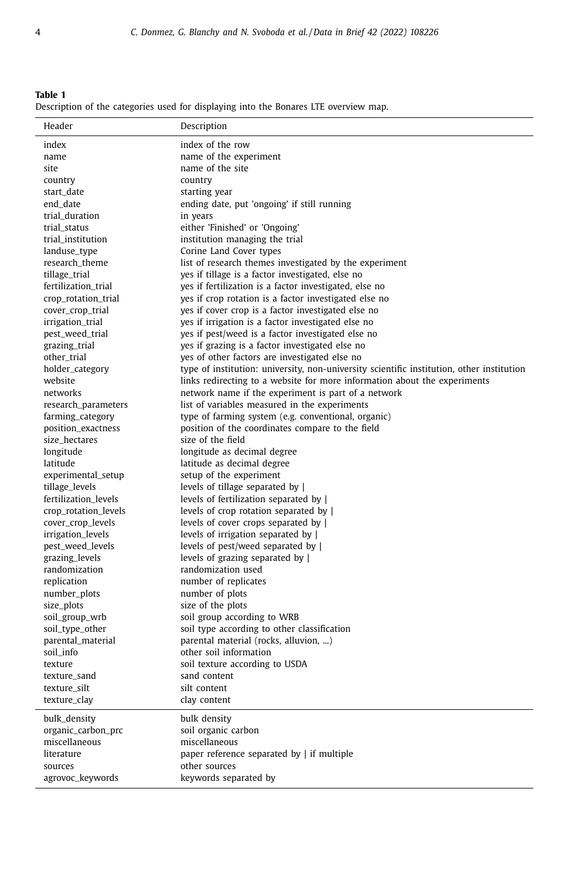**Table 1**
Description of the categories used for displaying into the Bonares LTE overview map.

| Header | Description |
|---|---|
| index | index of the row |
| name | name of the experiment |
| site | name of the site |
| country | country |
| start_date | starting year |
| end_date | ending date, put 'ongoing' if still running |
| trial_duration | in years |
| trial_status | either 'Finished' or 'Ongoing' |
| trial_institution | institution managing the trial |
| landuse_type | Corine Land Cover types |
| research_theme | list of research themes investigated by the experiment |
| tillage_trial | yes if tillage is a factor investigated, else no |
| fertilization_trial | yes if fertilization is a factor investigated, else no |
| crop_rotation_trial | yes if crop rotation is a factor investigated else no |
| cover_crop_trial | yes if cover crop is a factor investigated else no |
| irrigation_trial | yes if irrigation is a factor investigated else no |
| pest_weed_trial | yes if pest/weed is a factor investigated else no |
| grazing_trial | yes if grazing is a factor investigated else no |
| other_trial | yes of other factors are investigated else no |
| holder_category | type of institution: university, non-university scientific institution, other institution |
| website | links redirecting to a website for more information about the experiments |
| networks | network name if the experiment is part of a network |
| research_parameters | list of variables measured in the experiments |
| farming_category | type of farming system (e.g. conventional, organic) |
| position_exactness | position of the coordinates compare to the field |
| size_hectares | size of the field |
| longitude | longitude as decimal degree |
| latitude | latitude as decimal degree |
| experimental_setup | setup of the experiment |
| tillage_levels | levels of tillage separated by \| |
| fertilization_levels | levels of fertilization separated by \| |
| crop_rotation_levels | levels of crop rotation separated by \| |
| cover_crop_levels | levels of cover crops separated by \| |
| irrigation_levels | levels of irrigation separated by \| |
| pest_weed_levels | levels of pest/weed separated by \| |
| grazing_levels | levels of grazing separated by \| |
| randomization | randomization used |
| replication | number of replicates |
| number_plots | number of plots |
| size_plots | size of the plots |
| soil_group_wrb | soil group according to WRB |
| soil_type_other | soil type according to other classification |
| parental_material | parental material (rocks, alluvion, ...) |
| soil_info | other soil information |
| texture | soil texture according to USDA |
| texture_sand | sand content |
| texture_silt | silt content |
| texture_clay | clay content |
| bulk_density | bulk density |
| organic_carbon_prc | soil organic carbon |
| miscellaneous | miscellaneous |
| literature | paper reference separated by \| if multiple |
| sources | other sources |
| agrovoc_keywords | keywords separated by |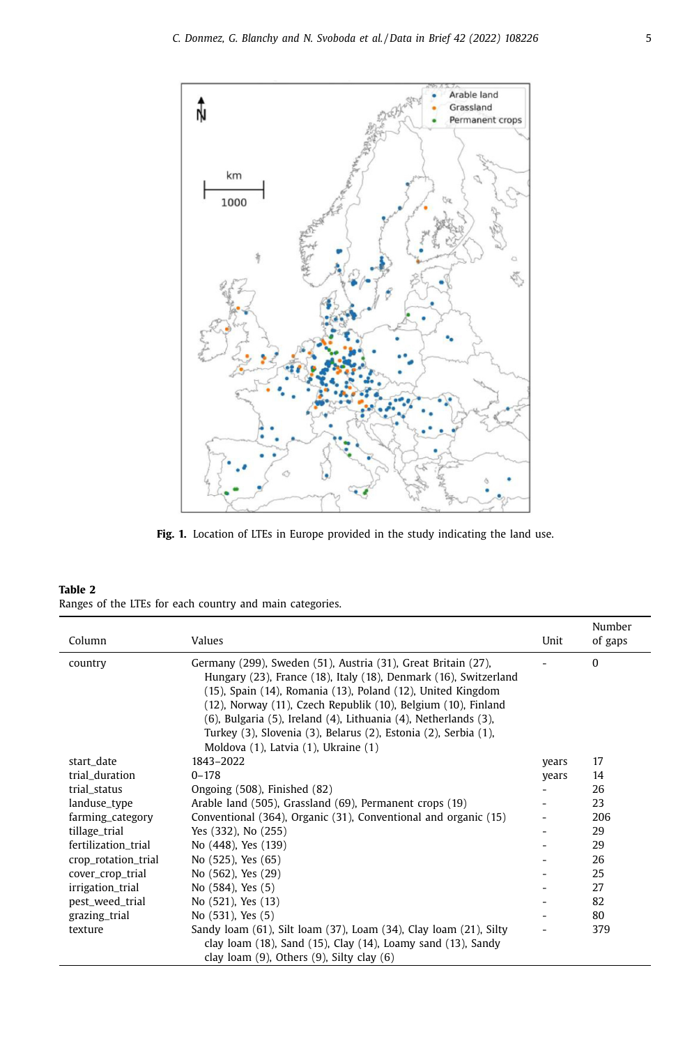**Fig. 1.** Location of LTEs in Europe provided in the study indicating the land use.

**Table 2**
Ranges of the LTEs for each country and main categories.

| Column | Values | Unit | Number of gaps |
|---|---|---|---|
| country | Germany (299), Sweden (51), Austria (31), Great Britain (27), Hungary (23), France (18), Italy (18), Denmark (16), Switzerland (15), Spain (14), Romania (13), Poland (12), United Kingdom (12), Norway (11), Czech Republik (10), Belgium (10), Finland (6), Bulgaria (5), Ireland (4), Lithuania (4), Netherlands (3), Turkey (3), Slovenia (3), Belarus (2), Estonia (2), Serbia (1), Moldova (1), Latvia (1), Ukraine (1) | - | 0 |
| start_date | 1843–2022 | years | 17 |
| trial_duration | 0–178 | years | 14 |
| trial_status | Ongoing (508), Finished (82) | - | 26 |
| landuse_type | Arable land (505), Grassland (69), Permanent crops (19) | - | 23 |
| farming_category | Conventional (364), Organic (31), Conventional and organic (15) | - | 206 |
| tillage_trial | Yes (332), No (255) | - | 29 |
| fertilization_trial | No (448), Yes (139) | - | 29 |
| crop_rotation_trial | No (525), Yes (65) | - | 26 |
| cover_crop_trial | No (562), Yes (29) | - | 25 |
| irrigation_trial | No (584), Yes (5) | - | 27 |
| pest_weed_trial | No (521), Yes (13) | - | 82 |
| grazing_trial | No (531), Yes (5) | - | 80 |
| texture | Sandy loam (61), Silt loam (37), Loam (34), Clay loam (21), Silty clay loam (18), Sand (15), Clay (14), Loamy sand (13), Sandy clay loam (9), Others (9), Silty clay (6) | - | 379 |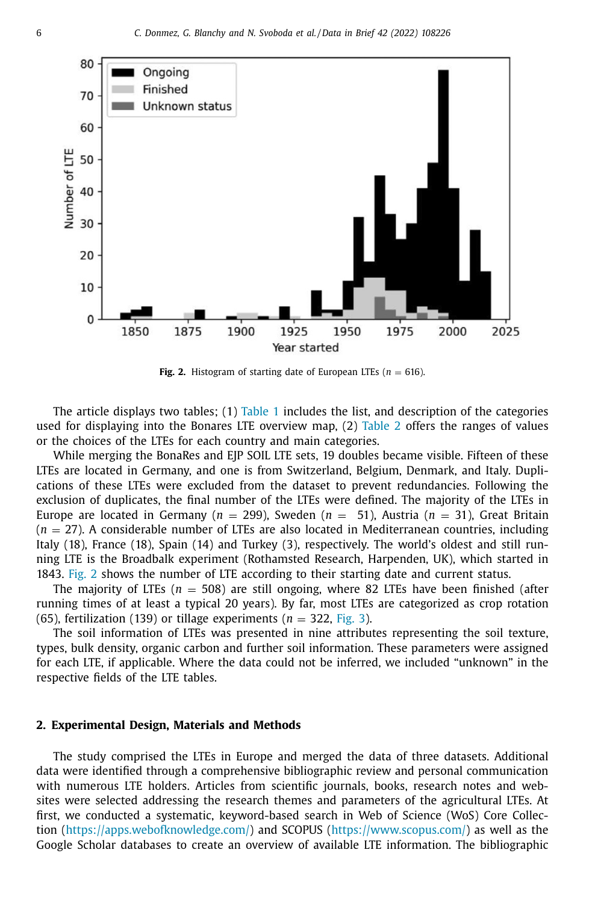Fig. 2. Histogram of starting date of European LTEs ($n$ = 616).

The article displays two tables; (1) Table 1 includes the list, and description of the categories used for displaying into the Bonares LTE overview map, (2) Table 2 offers the ranges of values or the choices of the LTEs for each country and main categories.

While merging the BonaRes and EJP SOIL LTE sets, 19 doubles became visible. Fifteen of these LTEs are located in Germany, and one is from Switzerland, Belgium, Denmark, and Italy. Duplications of these LTEs were excluded from the dataset to prevent redundancies. Following the exclusion of duplicates, the final number of the LTEs were defined. The majority of the LTEs in Europe are located in Germany ($n$ = 299), Sweden ($n$ = 51), Austria ($n$ = 31), Great Britain ($n$ = 27). A considerable number of LTEs are also located in Mediterranean countries, including Italy (18), France (18), Spain (14) and Turkey (3), respectively. The world's oldest and still running LTE is the Broadbalk experiment (Rothamsted Research, Harpenden, UK), which started in 1843. Fig. 2 shows the number of LTE according to their starting date and current status.

The majority of LTEs ($n$ = 508) are still ongoing, where 82 LTEs have been finished (after running times of at least a typical 20 years). By far, most LTEs are categorized as crop rotation (65), fertilization (139) or tillage experiments ($n$ = 322, Fig. 3).

The soil information of LTEs was presented in nine attributes representing the soil texture, types, bulk density, organic carbon and further soil information. These parameters were assigned for each LTE, if applicable. Where the data could not be inferred, we included "unknown" in the respective fields of the LTE tables.

## 2. Experimental Design, Materials and Methods

The study comprised the LTEs in Europe and merged the data of three datasets. Additional data were identified through a comprehensive bibliographic review and personal communication with numerous LTE holders. Articles from scientific journals, books, research notes and websites were selected addressing the research themes and parameters of the agricultural LTEs. At first, we conducted a systematic, keyword-based search in Web of Science (WoS) Core Collection (https://apps.webofknowledge.com/) and SCOPUS (https://www.scopus.com/) as well as the Google Scholar databases to create an overview of available LTE information. The bibliographic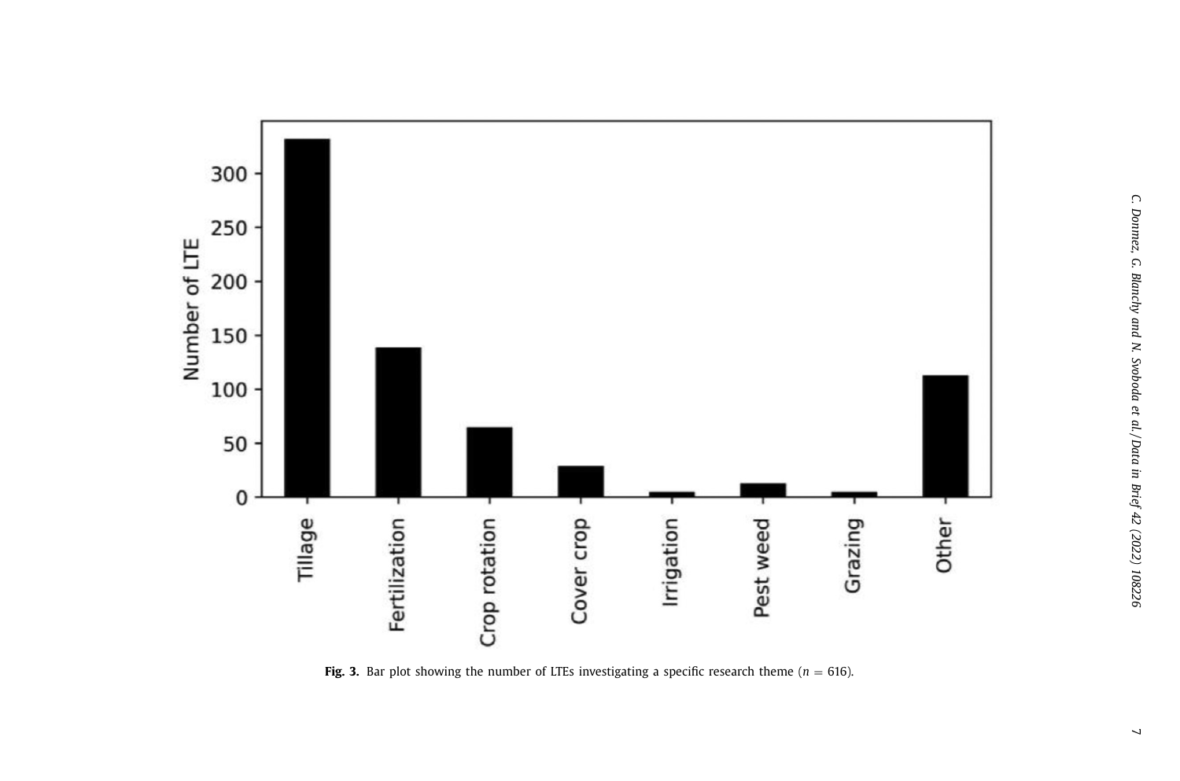**Fig. 3.** Bar plot showing the number of LTEs investigating a specific research theme ($n = 616$).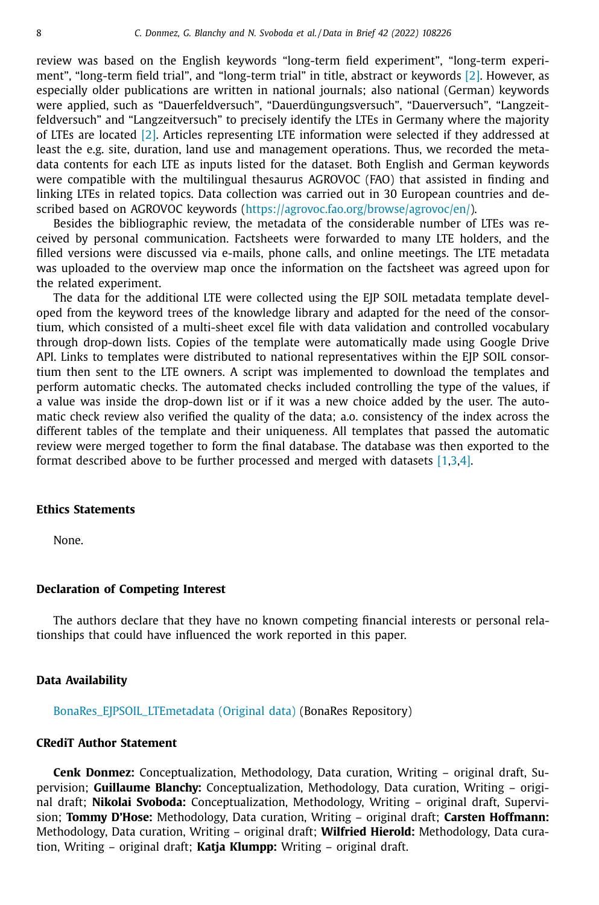review was based on the English keywords “long-term field experiment”, “long-term experiment”, “long-term field trial”, and “long-term trial” in title, abstract or keywords [2]. However, as especially older publications are written in national journals; also national (German) keywords were applied, such as “Dauerfeldversuch”, “Dauerdüngungsversuch”, “Dauerversuch”, “Langzeitfeldversuch” and “Langzeitversuch” to precisely identify the LTEs in Germany where the majority of LTEs are located [2]. Articles representing LTE information were selected if they addressed at least the e.g. site, duration, land use and management operations. Thus, we recorded the metadata contents for each LTE as inputs listed for the dataset. Both English and German keywords were compatible with the multilingual thesaurus AGROVOC (FAO) that assisted in finding and linking LTEs in related topics. Data collection was carried out in 30 European countries and described based on AGROVOC keywords (https://agrovoc.fao.org/browse/agrovoc/en/).

Besides the bibliographic review, the metadata of the considerable number of LTEs was received by personal communication. Factsheets were forwarded to many LTE holders, and the filled versions were discussed via e-mails, phone calls, and online meetings. The LTE metadata was uploaded to the overview map once the information on the factsheet was agreed upon for the related experiment.

The data for the additional LTE were collected using the EJP SOIL metadata template developed from the keyword trees of the knowledge library and adapted for the need of the consortium, which consisted of a multi-sheet excel file with data validation and controlled vocabulary through drop-down lists. Copies of the template were automatically made using Google Drive API. Links to templates were distributed to national representatives within the EJP SOIL consortium then sent to the LTE owners. A script was implemented to download the templates and perform automatic checks. The automated checks included controlling the type of the values, if a value was inside the drop-down list or if it was a new choice added by the user. The automatic check review also verified the quality of the data; a.o. consistency of the index across the different tables of the template and their uniqueness. All templates that passed the automatic review were merged together to form the final database. The database was then exported to the format described above to be further processed and merged with datasets [1,3,4].

## Ethics Statements

None.

## Declaration of Competing Interest

The authors declare that they have no known competing financial interests or personal relationships that could have influenced the work reported in this paper.

## Data Availability

BonaRes_EJPSOIL_LTEmetadata (Original data) (BonaRes Repository)

## CRediT Author Statement

**Cenk Donmez:** Conceptualization, Methodology, Data curation, Writing – original draft, Supervision; **Guillaume Blanchy:** Conceptualization, Methodology, Data curation, Writing – original draft; **Nikolai Svoboda:** Conceptualization, Methodology, Writing – original draft, Supervision; **Tommy D’Hose:** Methodology, Data curation, Writing – original draft; **Carsten Hoffmann:** Methodology, Data curation, Writing – original draft; **Wilfried Hierold:** Methodology, Data curation, Writing – original draft; **Katja Klumpp:** Writing – original draft.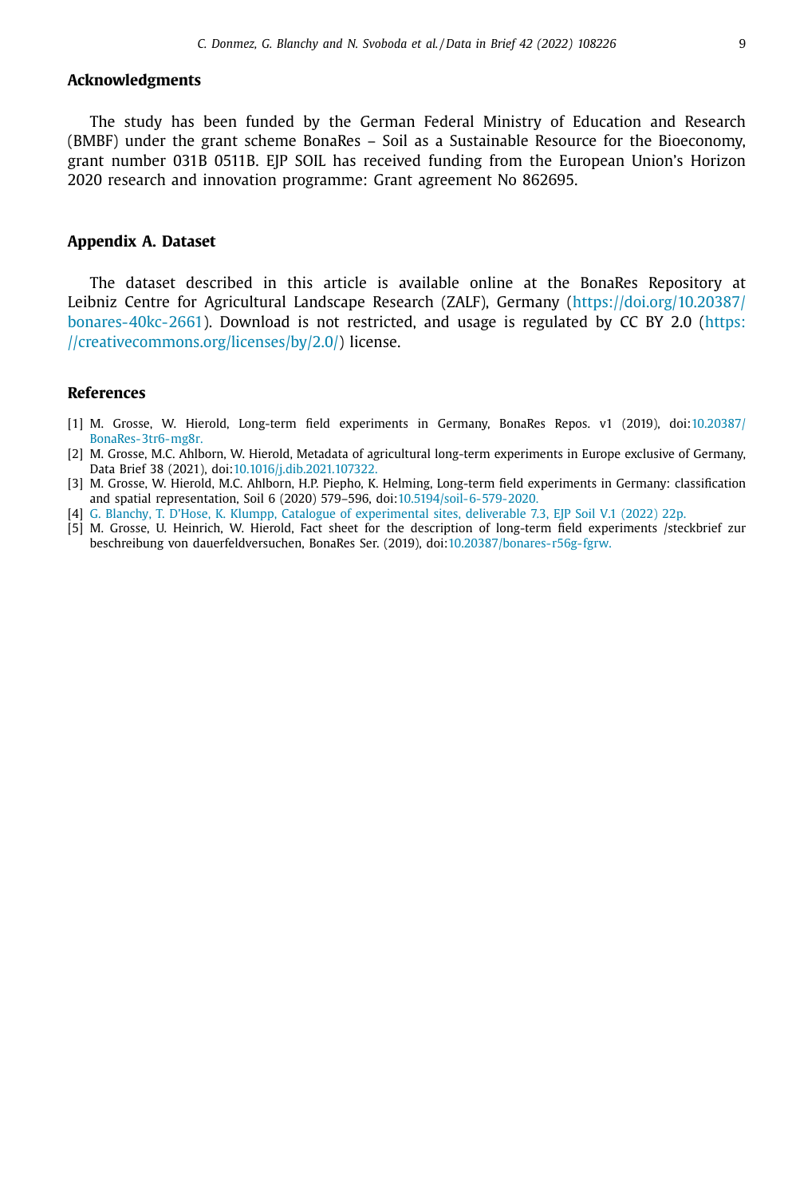## Acknowledgments

The study has been funded by the German Federal Ministry of Education and Research (BMBF) under the grant scheme BonaRes – Soil as a Sustainable Resource for the Bioeconomy, grant number 031B 0511B. EJP SOIL has received funding from the European Union's Horizon 2020 research and innovation programme: Grant agreement No 862695.

## Appendix A. Dataset

The dataset described in this article is available online at the BonaRes Repository at Leibniz Centre for Agricultural Landscape Research (ZALF), Germany (https://doi.org/10.20387/bonares-40kc-2661). Download is not restricted, and usage is regulated by CC BY 2.0 (https://creativecommons.org/licenses/by/2.0/) license.

## References

[1] M. Grosse, W. Hierold, Long-term field experiments in Germany, BonaRes Repos. v1 (2019), doi:10.20387/BonaRes-3tr6-mg8r.

[2] M. Grosse, M.C. Ahlborn, W. Hierold, Metadata of agricultural long-term experiments in Europe exclusive of Germany, Data Brief 38 (2021), doi:10.1016/j.dib.2021.107322.

[3] M. Grosse, W. Hierold, M.C. Ahlborn, H.P. Piepho, K. Helming, Long-term field experiments in Germany: classification and spatial representation, Soil 6 (2020) 579–596, doi:10.5194/soil-6-579-2020.

[4] G. Blanchy, T. D'Hose, K. Klumpp, Catalogue of experimental sites, deliverable 7.3, EJP Soil V.1 (2022) 22p.

[5] M. Grosse, U. Heinrich, W. Hierold, Fact sheet for the description of long-term field experiments /steckbrief zur beschreibung von dauerfeldversuchen, BonaRes Ser. (2019), doi:10.20387/bonares-r56g-fgrw.